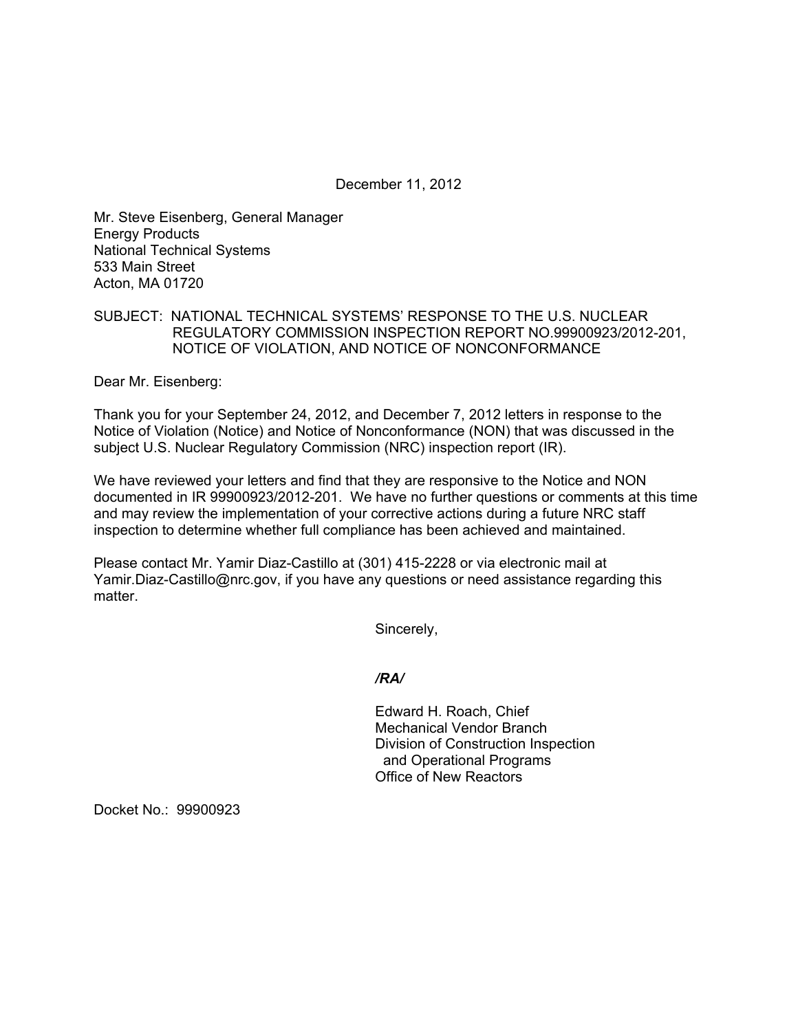December 11, 2012

Mr. Steve Eisenberg, General Manager
Energy Products
National Technical Systems
533 Main Street
Acton, MA 01720

SUBJECT: NATIONAL TECHNICAL SYSTEMS' RESPONSE TO THE U.S. NUCLEAR REGULATORY COMMISSION INSPECTION REPORT NO.99900923/2012-201, NOTICE OF VIOLATION, AND NOTICE OF NONCONFORMANCE

Dear Mr. Eisenberg:

Thank you for your September 24, 2012, and December 7, 2012 letters in response to the Notice of Violation (Notice) and Notice of Nonconformance (NON) that was discussed in the subject U.S. Nuclear Regulatory Commission (NRC) inspection report (IR).

We have reviewed your letters and find that they are responsive to the Notice and NON documented in IR 99900923/2012-201. We have no further questions or comments at this time and may review the implementation of your corrective actions during a future NRC staff inspection to determine whether full compliance has been achieved and maintained.

Please contact Mr. Yamir Diaz-Castillo at (301) 415-2228 or via electronic mail at Yamir.Diaz-Castillo@nrc.gov, if you have any questions or need assistance regarding this matter.

Sincerely,

*/RA/*

Edward H. Roach, Chief
Mechanical Vendor Branch
Division of Construction Inspection
and Operational Programs
Office of New Reactors

Docket No.: 99900923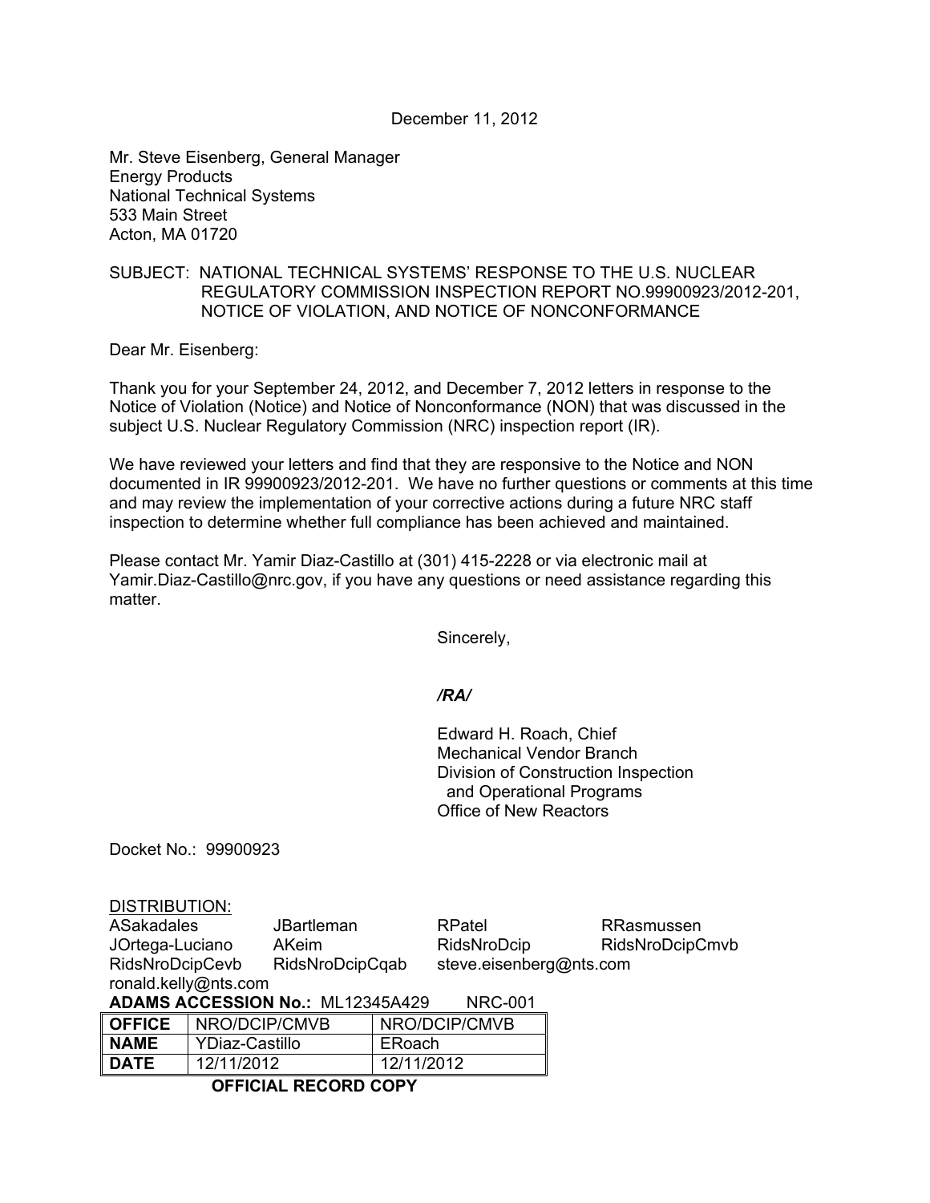December 11, 2012

Mr. Steve Eisenberg, General Manager
Energy Products
National Technical Systems
533 Main Street
Acton, MA 01720

SUBJECT: NATIONAL TECHNICAL SYSTEMS' RESPONSE TO THE U.S. NUCLEAR REGULATORY COMMISSION INSPECTION REPORT NO.99900923/2012-201, NOTICE OF VIOLATION, AND NOTICE OF NONCONFORMANCE

Dear Mr. Eisenberg:

Thank you for your September 24, 2012, and December 7, 2012 letters in response to the Notice of Violation (Notice) and Notice of Nonconformance (NON) that was discussed in the subject U.S. Nuclear Regulatory Commission (NRC) inspection report (IR).

We have reviewed your letters and find that they are responsive to the Notice and NON documented in IR 99900923/2012-201. We have no further questions or comments at this time and may review the implementation of your corrective actions during a future NRC staff inspection to determine whether full compliance has been achieved and maintained.

Please contact Mr. Yamir Diaz-Castillo at (301) 415-2228 or via electronic mail at Yamir.Diaz-Castillo@nrc.gov, if you have any questions or need assistance regarding this matter.

Sincerely,

*/RA/*

Edward H. Roach, Chief
Mechanical Vendor Branch
Division of Construction Inspection and Operational Programs
Office of New Reactors

Docket No.: 99900923

DISTRIBUTION:

ASakadales JBartleman RPatel RRasmussen
JOrtega-Luciano AKeim RidsNroDcip RidsNroDcipCmvb
RidsNroDcipCevb RidsNroDcipCqab steve.eisenberg@nts.com
ronald.kelly@nts.com

**ADAMS ACCESSION No.:** ML12345A429 NRC-001

| | | |
|---|---|---|
| **OFFICE** | NRO/DCIP/CMVB | NRO/DCIP/CMVB |
| **NAME** | YDiaz-Castillo | ERoach |
| **DATE** | 12/11/2012 | 12/11/2012 |

**OFFICIAL RECORD COPY**